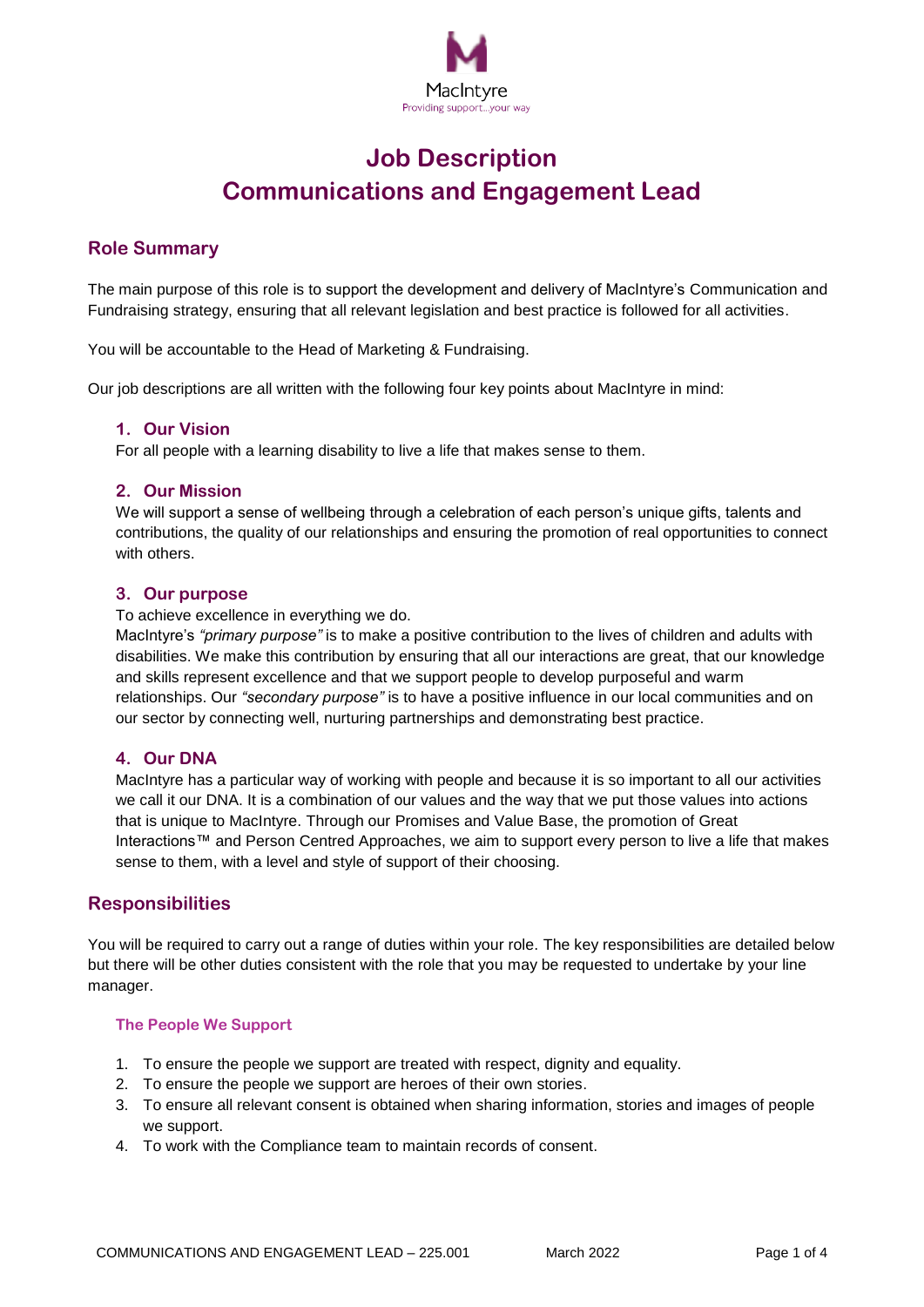MacIntyre

Providing support...your way

# Job Description
# Communications and Engagement Lead

## Role Summary

The main purpose of this role is to support the development and delivery of MacIntyre's Communication and Fundraising strategy, ensuring that all relevant legislation and best practice is followed for all activities.

You will be accountable to the Head of Marketing & Fundraising.

Our job descriptions are all written with the following four key points about MacIntyre in mind:

### 1. Our Vision

For all people with a learning disability to live a life that makes sense to them.

### 2. Our Mission

We will support a sense of wellbeing through a celebration of each person's unique gifts, talents and contributions, the quality of our relationships and ensuring the promotion of real opportunities to connect with others.

### 3. Our purpose

To achieve excellence in everything we do.
MacIntyre's *"primary purpose"* is to make a positive contribution to the lives of children and adults with disabilities. We make this contribution by ensuring that all our interactions are great, that our knowledge and skills represent excellence and that we support people to develop purposeful and warm relationships. Our *"secondary purpose"* is to have a positive influence in our local communities and on our sector by connecting well, nurturing partnerships and demonstrating best practice.

### 4. Our DNA

MacIntyre has a particular way of working with people and because it is so important to all our activities we call it our DNA. It is a combination of our values and the way that we put those values into actions that is unique to MacIntyre. Through our Promises and Value Base, the promotion of Great Interactions™ and Person Centred Approaches, we aim to support every person to live a life that makes sense to them, with a level and style of support of their choosing.

## Responsibilities

You will be required to carry out a range of duties within your role. The key responsibilities are detailed below but there will be other duties consistent with the role that you may be requested to undertake by your line manager.

#### The People We Support

1. To ensure the people we support are treated with respect, dignity and equality.
2. To ensure the people we support are heroes of their own stories.
3. To ensure all relevant consent is obtained when sharing information, stories and images of people we support.
4. To work with the Compliance team to maintain records of consent.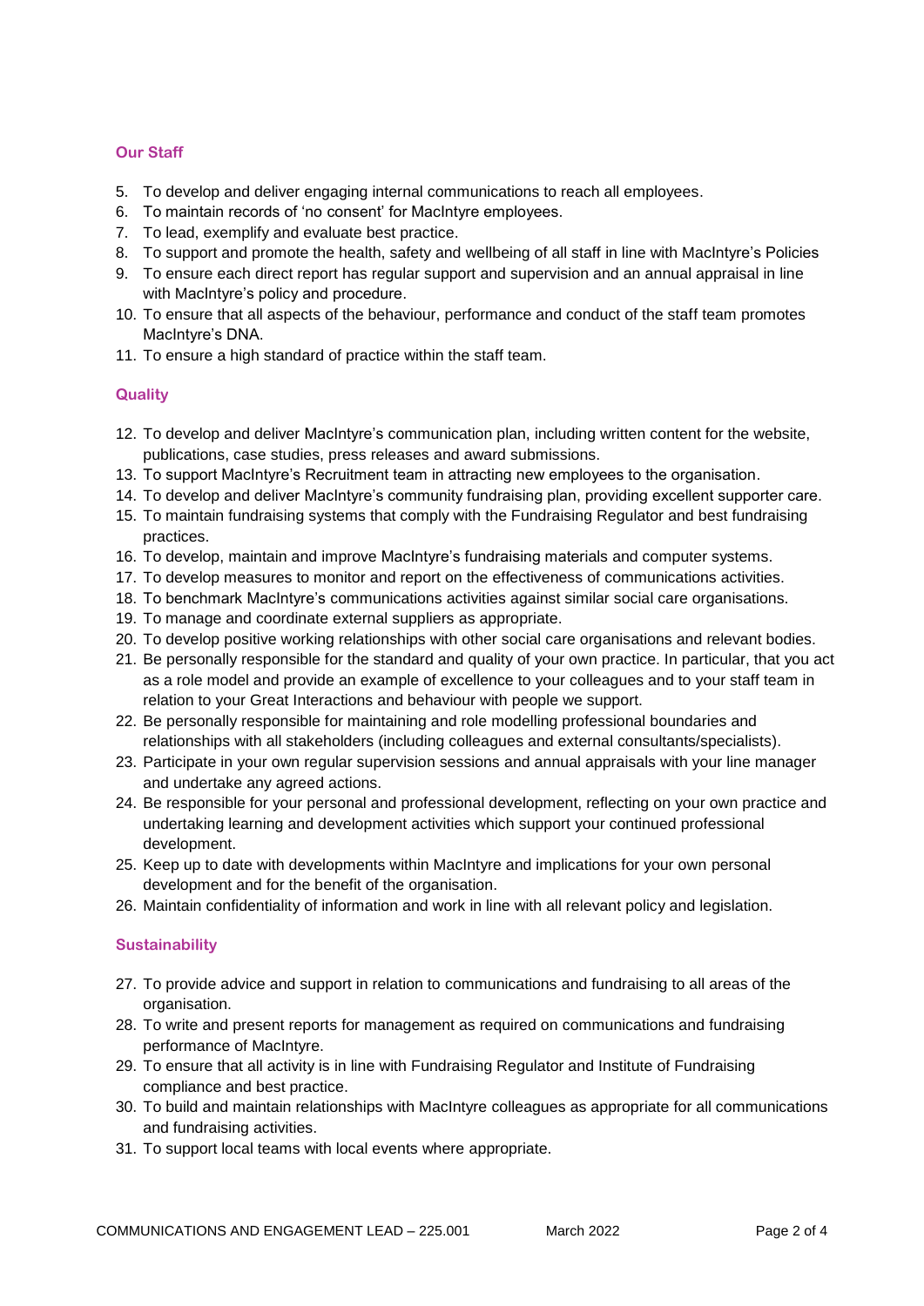### Our Staff

5. To develop and deliver engaging internal communications to reach all employees.
6. To maintain records of 'no consent' for MacIntyre employees.
7. To lead, exemplify and evaluate best practice.
8. To support and promote the health, safety and wellbeing of all staff in line with MacIntyre's Policies
9. To ensure each direct report has regular support and supervision and an annual appraisal in line with MacIntyre's policy and procedure.
10. To ensure that all aspects of the behaviour, performance and conduct of the staff team promotes MacIntyre's DNA.
11. To ensure a high standard of practice within the staff team.

### Quality

12. To develop and deliver MacIntyre's communication plan, including written content for the website, publications, case studies, press releases and award submissions.
13. To support MacIntyre's Recruitment team in attracting new employees to the organisation.
14. To develop and deliver MacIntyre's community fundraising plan, providing excellent supporter care.
15. To maintain fundraising systems that comply with the Fundraising Regulator and best fundraising practices.
16. To develop, maintain and improve MacIntyre's fundraising materials and computer systems.
17. To develop measures to monitor and report on the effectiveness of communications activities.
18. To benchmark MacIntyre's communications activities against similar social care organisations.
19. To manage and coordinate external suppliers as appropriate.
20. To develop positive working relationships with other social care organisations and relevant bodies.
21. Be personally responsible for the standard and quality of your own practice. In particular, that you act as a role model and provide an example of excellence to your colleagues and to your staff team in relation to your Great Interactions and behaviour with people we support.
22. Be personally responsible for maintaining and role modelling professional boundaries and relationships with all stakeholders (including colleagues and external consultants/specialists).
23. Participate in your own regular supervision sessions and annual appraisals with your line manager and undertake any agreed actions.
24. Be responsible for your personal and professional development, reflecting on your own practice and undertaking learning and development activities which support your continued professional development.
25. Keep up to date with developments within MacIntyre and implications for your own personal development and for the benefit of the organisation.
26. Maintain confidentiality of information and work in line with all relevant policy and legislation.

### Sustainability

27. To provide advice and support in relation to communications and fundraising to all areas of the organisation.
28. To write and present reports for management as required on communications and fundraising performance of MacIntyre.
29. To ensure that all activity is in line with Fundraising Regulator and Institute of Fundraising compliance and best practice.
30. To build and maintain relationships with MacIntyre colleagues as appropriate for all communications and fundraising activities.
31. To support local teams with local events where appropriate.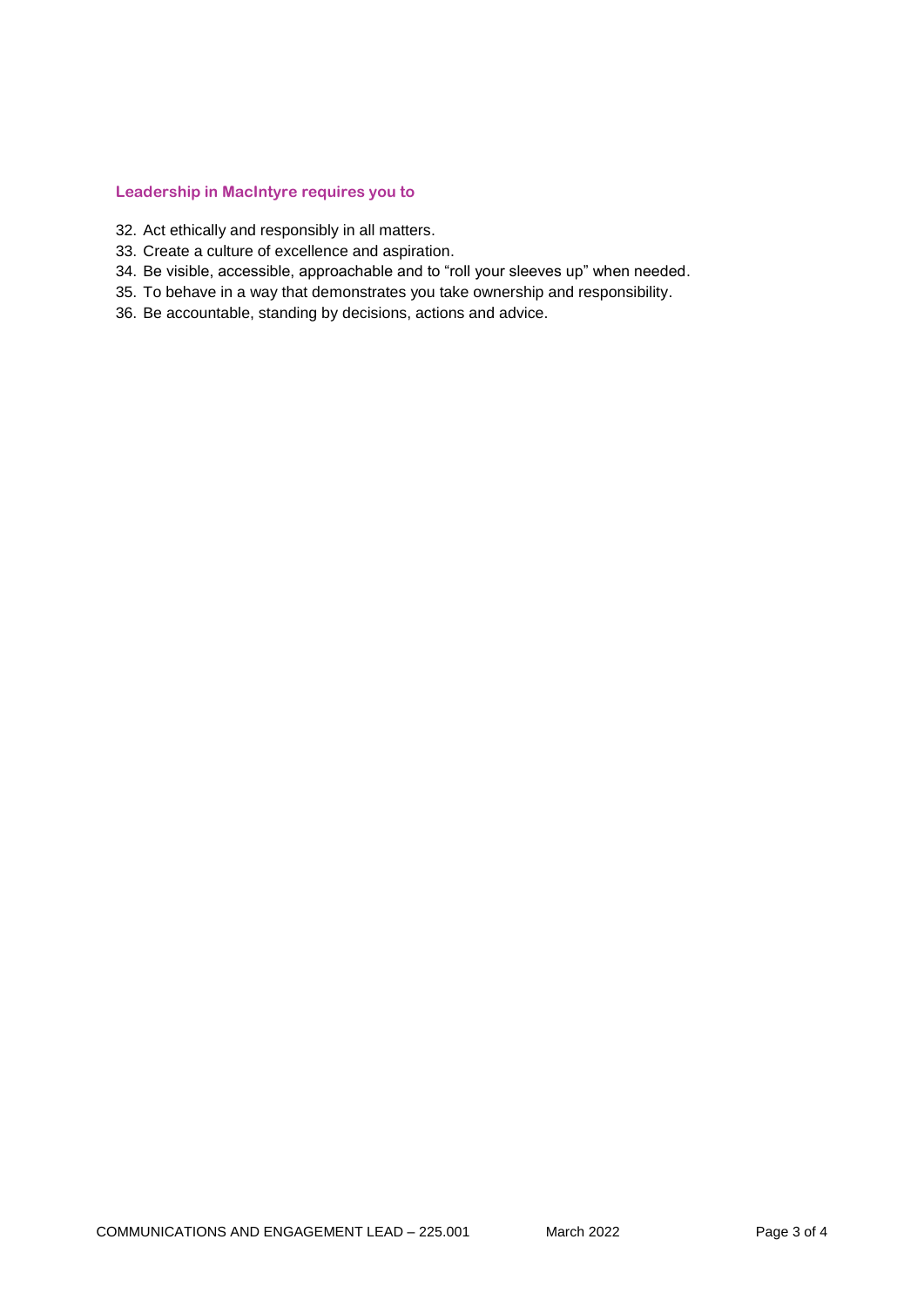### Leadership in MacIntyre requires you to

32. Act ethically and responsibly in all matters.
33. Create a culture of excellence and aspiration.
34. Be visible, accessible, approachable and to "roll your sleeves up" when needed.
35. To behave in a way that demonstrates you take ownership and responsibility.
36. Be accountable, standing by decisions, actions and advice.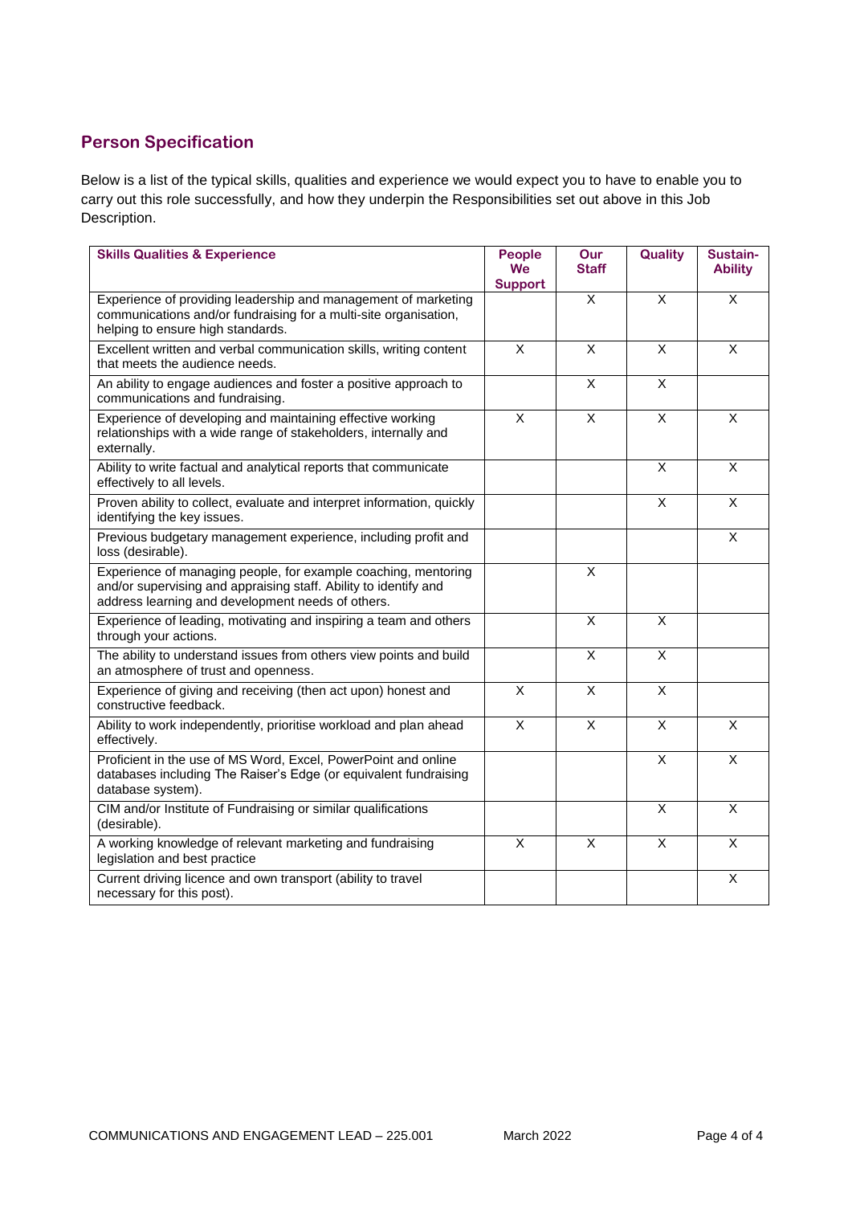## Person Specification

Below is a list of the typical skills, qualities and experience we would expect you to have to enable you to carry out this role successfully, and how they underpin the Responsibilities set out above in this Job Description.

| Skills Qualities & Experience | People We Support | Our Staff | Quality | Sustain-Ability |
|---|---|---|---|---|
| Experience of providing leadership and management of marketing communications and/or fundraising for a multi-site organisation, helping to ensure high standards. | | X | X | X |
| Excellent written and verbal communication skills, writing content that meets the audience needs. | X | X | X | X |
| An ability to engage audiences and foster a positive approach to communications and fundraising. | | X | X | |
| Experience of developing and maintaining effective working relationships with a wide range of stakeholders, internally and externally. | X | X | X | X |
| Ability to write factual and analytical reports that communicate effectively to all levels. | | | X | X |
| Proven ability to collect, evaluate and interpret information, quickly identifying the key issues. | | | X | X |
| Previous budgetary management experience, including profit and loss (desirable). | | | | X |
| Experience of managing people, for example coaching, mentoring and/or supervising and appraising staff. Ability to identify and address learning and development needs of others. | | X | | |
| Experience of leading, motivating and inspiring a team and others through your actions. | | X | X | |
| The ability to understand issues from others view points and build an atmosphere of trust and openness. | | X | X | |
| Experience of giving and receiving (then act upon) honest and constructive feedback. | X | X | X | |
| Ability to work independently, prioritise workload and plan ahead effectively. | X | X | X | X |
| Proficient in the use of MS Word, Excel, PowerPoint and online databases including The Raiser's Edge (or equivalent fundraising database system). | | | X | X |
| CIM and/or Institute of Fundraising or similar qualifications (desirable). | | | X | X |
| A working knowledge of relevant marketing and fundraising legislation and best practice | X | X | X | X |
| Current driving licence and own transport (ability to travel necessary for this post). | | | | X |

COMMUNICATIONS AND ENGAGEMENT LEAD – 225.001 March 2022